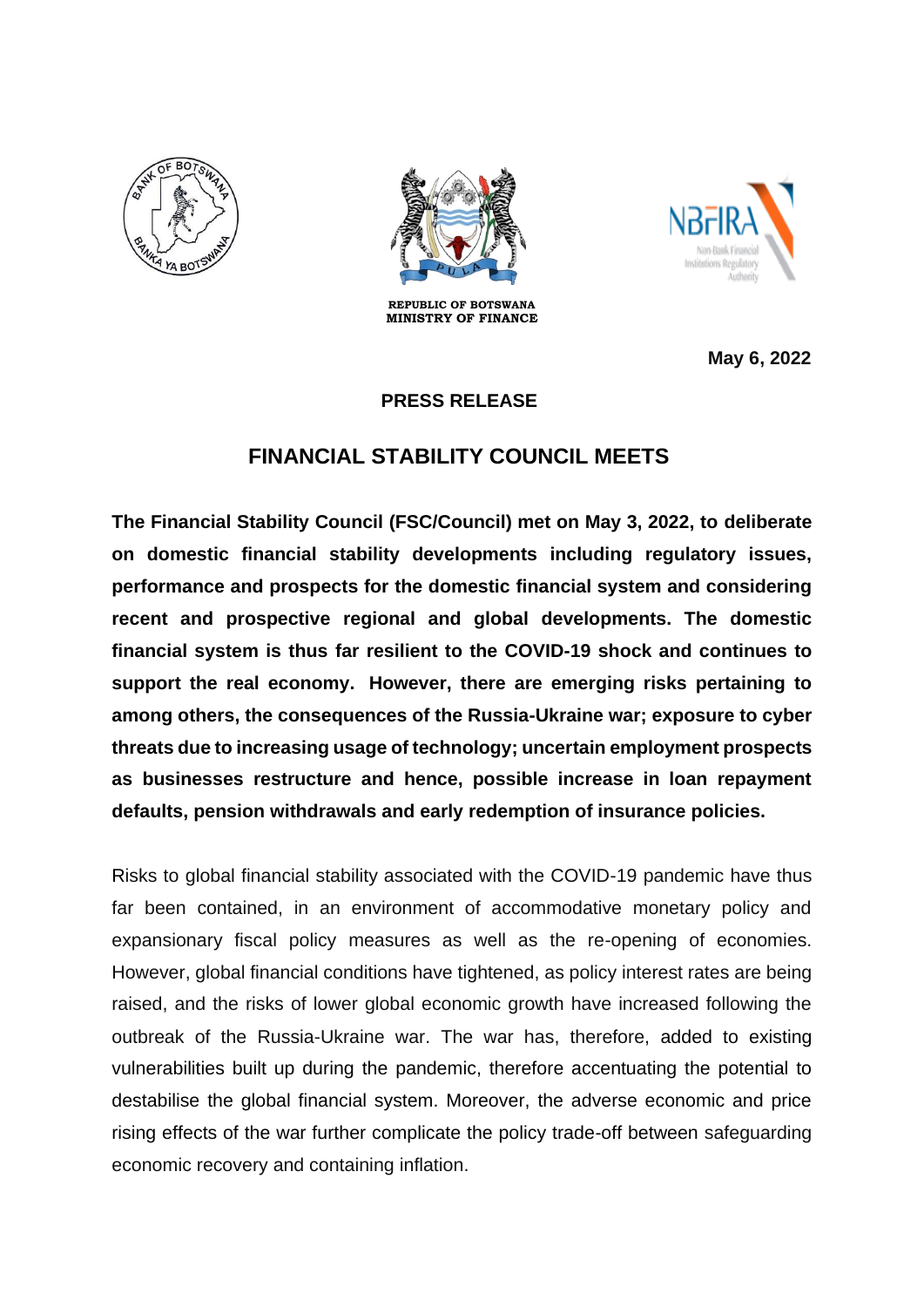REPUBLIC OF BOTSWANA
MINISTRY OF FINANCE

**May 6, 2022**

**PRESS RELEASE**

# FINANCIAL STABILITY COUNCIL MEETS

**The Financial Stability Council (FSC/Council) met on May 3, 2022, to deliberate on domestic financial stability developments including regulatory issues, performance and prospects for the domestic financial system and considering recent and prospective regional and global developments. The domestic financial system is thus far resilient to the COVID-19 shock and continues to support the real economy. However, there are emerging risks pertaining to among others, the consequences of the Russia-Ukraine war; exposure to cyber threats due to increasing usage of technology; uncertain employment prospects as businesses restructure and hence, possible increase in loan repayment defaults, pension withdrawals and early redemption of insurance policies.**

Risks to global financial stability associated with the COVID-19 pandemic have thus far been contained, in an environment of accommodative monetary policy and expansionary fiscal policy measures as well as the re-opening of economies. However, global financial conditions have tightened, as policy interest rates are being raised, and the risks of lower global economic growth have increased following the outbreak of the Russia-Ukraine war. The war has, therefore, added to existing vulnerabilities built up during the pandemic, therefore accentuating the potential to destabilise the global financial system. Moreover, the adverse economic and price rising effects of the war further complicate the policy trade-off between safeguarding economic recovery and containing inflation.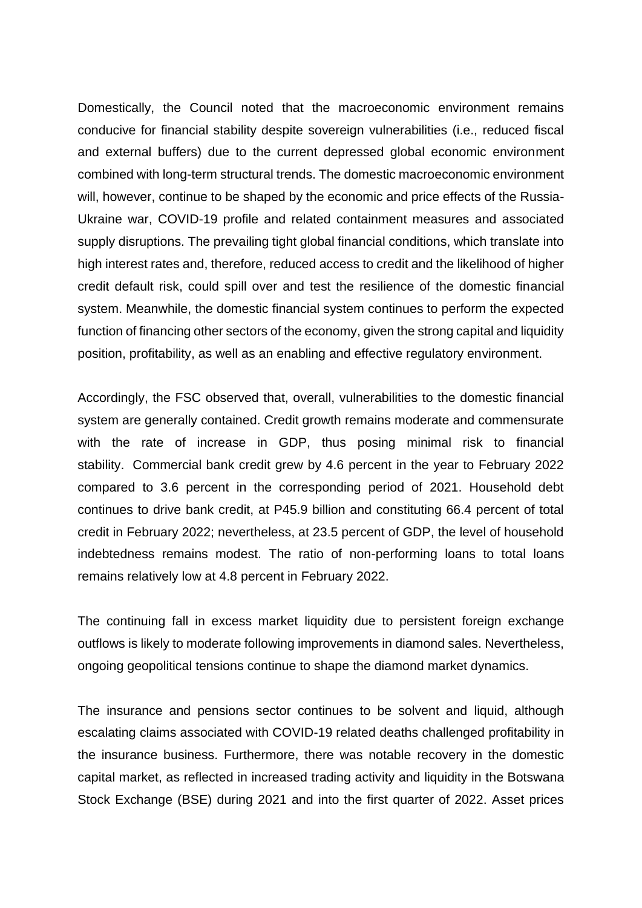Domestically, the Council noted that the macroeconomic environment remains conducive for financial stability despite sovereign vulnerabilities (i.e., reduced fiscal and external buffers) due to the current depressed global economic environment combined with long-term structural trends. The domestic macroeconomic environment will, however, continue to be shaped by the economic and price effects of the Russia-Ukraine war, COVID-19 profile and related containment measures and associated supply disruptions. The prevailing tight global financial conditions, which translate into high interest rates and, therefore, reduced access to credit and the likelihood of higher credit default risk, could spill over and test the resilience of the domestic financial system. Meanwhile, the domestic financial system continues to perform the expected function of financing other sectors of the economy, given the strong capital and liquidity position, profitability, as well as an enabling and effective regulatory environment.

Accordingly, the FSC observed that, overall, vulnerabilities to the domestic financial system are generally contained. Credit growth remains moderate and commensurate with the rate of increase in GDP, thus posing minimal risk to financial stability. Commercial bank credit grew by 4.6 percent in the year to February 2022 compared to 3.6 percent in the corresponding period of 2021. Household debt continues to drive bank credit, at P45.9 billion and constituting 66.4 percent of total credit in February 2022; nevertheless, at 23.5 percent of GDP, the level of household indebtedness remains modest. The ratio of non-performing loans to total loans remains relatively low at 4.8 percent in February 2022.

The continuing fall in excess market liquidity due to persistent foreign exchange outflows is likely to moderate following improvements in diamond sales. Nevertheless, ongoing geopolitical tensions continue to shape the diamond market dynamics.

The insurance and pensions sector continues to be solvent and liquid, although escalating claims associated with COVID-19 related deaths challenged profitability in the insurance business. Furthermore, there was notable recovery in the domestic capital market, as reflected in increased trading activity and liquidity in the Botswana Stock Exchange (BSE) during 2021 and into the first quarter of 2022. Asset prices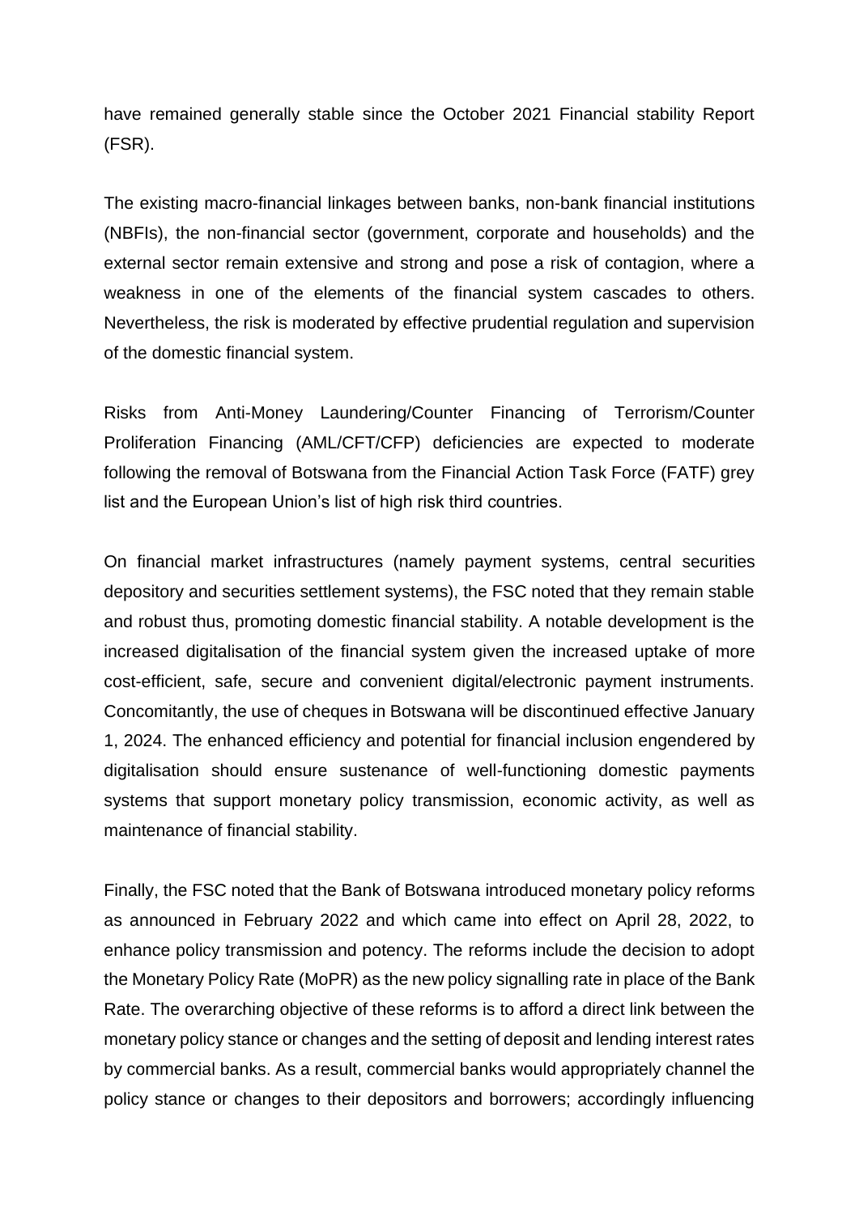have remained generally stable since the October 2021 Financial stability Report (FSR).

The existing macro-financial linkages between banks, non-bank financial institutions (NBFIs), the non-financial sector (government, corporate and households) and the external sector remain extensive and strong and pose a risk of contagion, where a weakness in one of the elements of the financial system cascades to others. Nevertheless, the risk is moderated by effective prudential regulation and supervision of the domestic financial system.

Risks from Anti-Money Laundering/Counter Financing of Terrorism/Counter Proliferation Financing (AML/CFT/CFP) deficiencies are expected to moderate following the removal of Botswana from the Financial Action Task Force (FATF) grey list and the European Union's list of high risk third countries.

On financial market infrastructures (namely payment systems, central securities depository and securities settlement systems), the FSC noted that they remain stable and robust thus, promoting domestic financial stability. A notable development is the increased digitalisation of the financial system given the increased uptake of more cost-efficient, safe, secure and convenient digital/electronic payment instruments. Concomitantly, the use of cheques in Botswana will be discontinued effective January 1, 2024. The enhanced efficiency and potential for financial inclusion engendered by digitalisation should ensure sustenance of well-functioning domestic payments systems that support monetary policy transmission, economic activity, as well as maintenance of financial stability.

Finally, the FSC noted that the Bank of Botswana introduced monetary policy reforms as announced in February 2022 and which came into effect on April 28, 2022, to enhance policy transmission and potency. The reforms include the decision to adopt the Monetary Policy Rate (MoPR) as the new policy signalling rate in place of the Bank Rate. The overarching objective of these reforms is to afford a direct link between the monetary policy stance or changes and the setting of deposit and lending interest rates by commercial banks. As a result, commercial banks would appropriately channel the policy stance or changes to their depositors and borrowers; accordingly influencing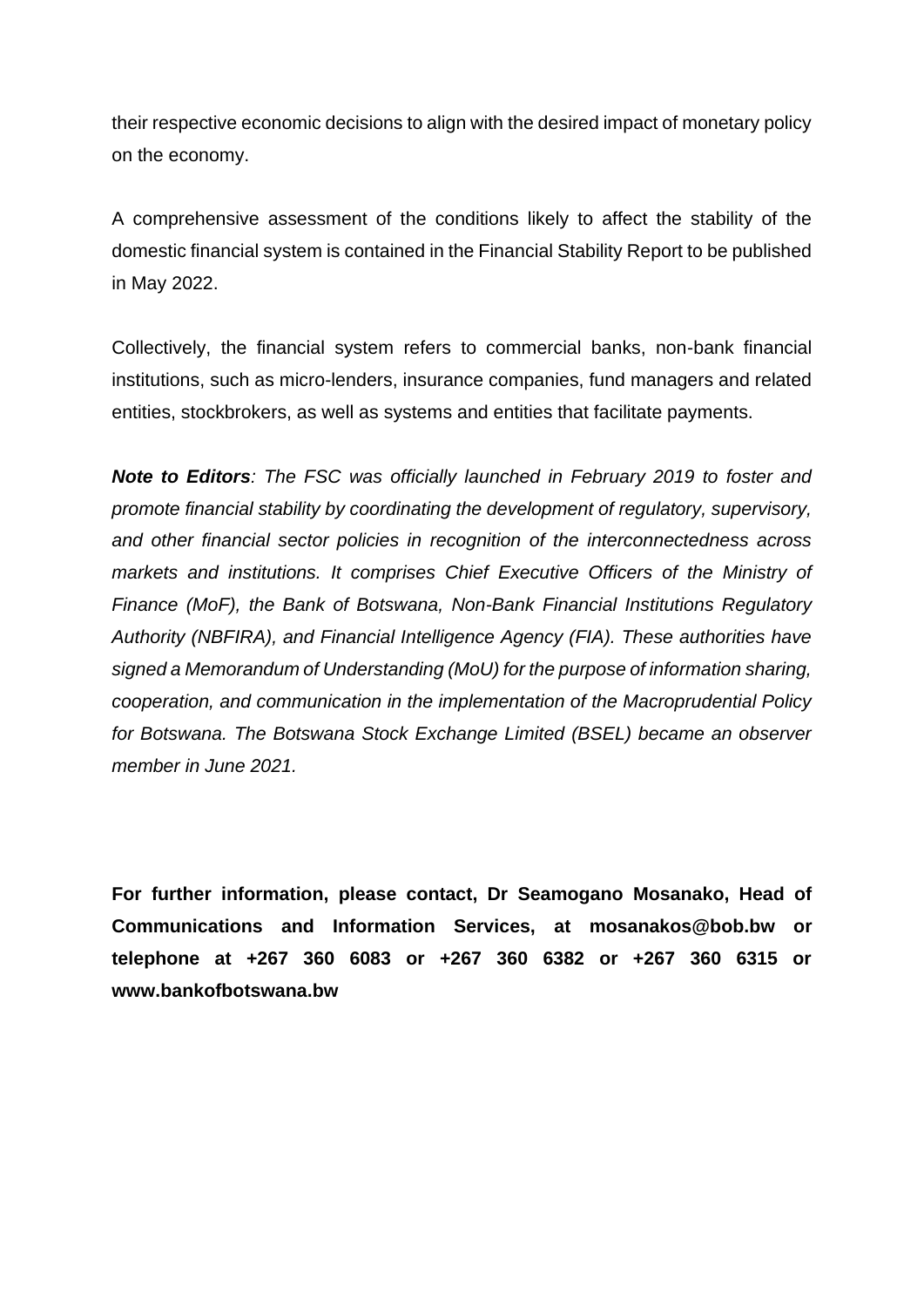their respective economic decisions to align with the desired impact of monetary policy on the economy.

A comprehensive assessment of the conditions likely to affect the stability of the domestic financial system is contained in the Financial Stability Report to be published in May 2022.

Collectively, the financial system refers to commercial banks, non-bank financial institutions, such as micro-lenders, insurance companies, fund managers and related entities, stockbrokers, as well as systems and entities that facilitate payments.

***Note to Editors****: The FSC was officially launched in February 2019 to foster and promote financial stability by coordinating the development of regulatory, supervisory, and other financial sector policies in recognition of the interconnectedness across markets and institutions. It comprises Chief Executive Officers of the Ministry of Finance (MoF), the Bank of Botswana, Non-Bank Financial Institutions Regulatory Authority (NBFIRA), and Financial Intelligence Agency (FIA). These authorities have signed a Memorandum of Understanding (MoU) for the purpose of information sharing, cooperation, and communication in the implementation of the Macroprudential Policy for Botswana. The Botswana Stock Exchange Limited (BSEL) became an observer member in June 2021.*

**For further information, please contact, Dr Seamogano Mosanako, Head of Communications and Information Services, at mosanakos@bob.bw or telephone at +267 360 6083 or +267 360 6382 or +267 360 6315 or www.bankofbotswana.bw**